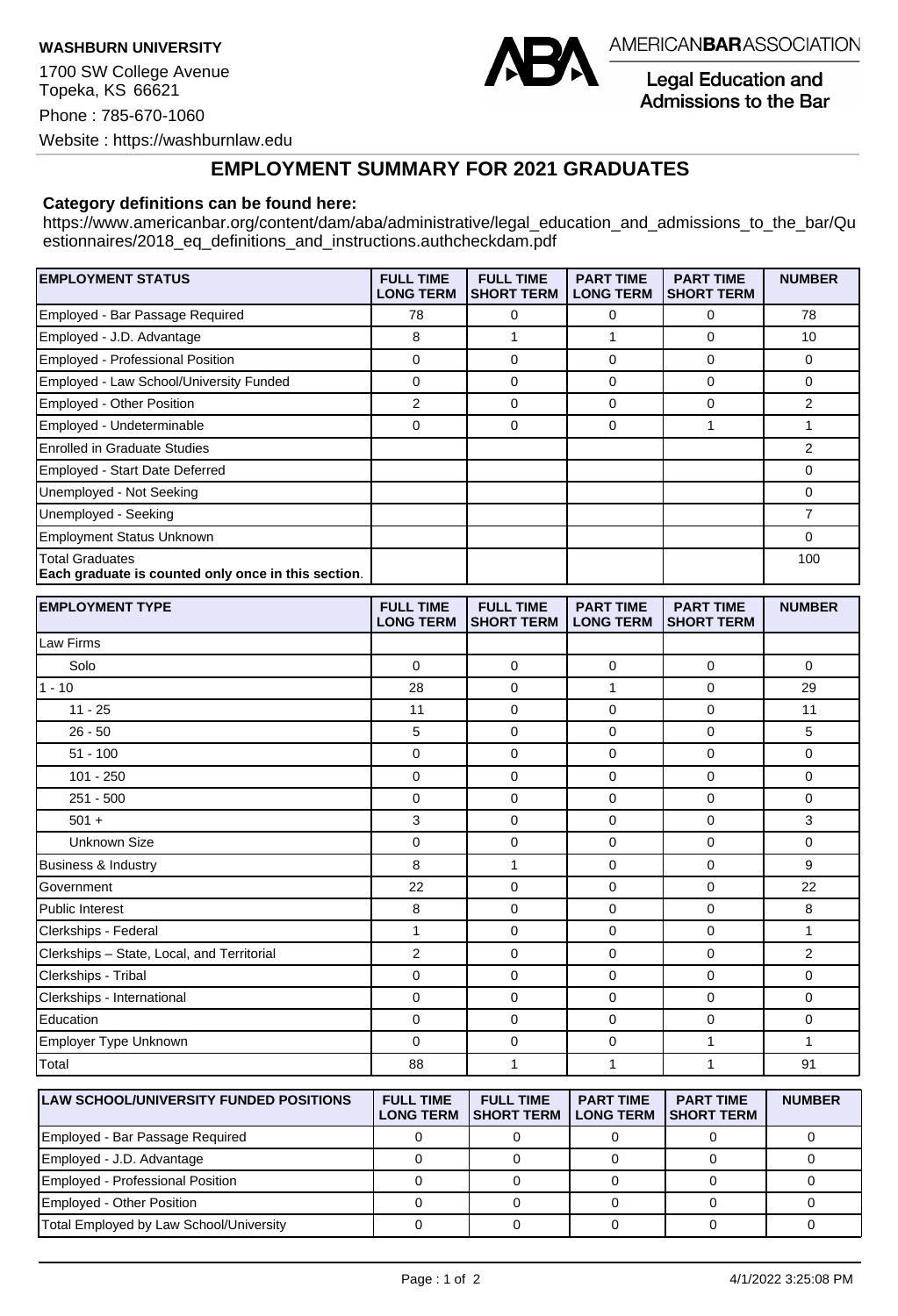**WASHBURN UNIVERSITY**

1700 SW College Avenue
Topeka, KS 66621

Phone : 785-670-1060

Website : https://washburnlaw.edu

AMERICAN**BAR**ASSOCIATION

Legal Education and Admissions to the Bar

## EMPLOYMENT SUMMARY FOR 2021 GRADUATES

**Category definitions can be found here:**
https://www.americanbar.org/content/dam/aba/administrative/legal_education_and_admissions_to_the_bar/Questionnaires/2018_eq_definitions_and_instructions.authcheckdam.pdf

| EMPLOYMENT STATUS | FULL TIME LONG TERM | FULL TIME SHORT TERM | PART TIME LONG TERM | PART TIME SHORT TERM | NUMBER |
|---|---|---|---|---|---|
| Employed - Bar Passage Required | 78 | 0 | 0 | 0 | 78 |
| Employed - J.D. Advantage | 8 | 1 | 1 | 0 | 10 |
| Employed - Professional Position | 0 | 0 | 0 | 0 | 0 |
| Employed - Law School/University Funded | 0 | 0 | 0 | 0 | 0 |
| Employed - Other Position | 2 | 0 | 0 | 0 | 2 |
| Employed - Undeterminable | 0 | 0 | 0 | 1 | 1 |
| Enrolled in Graduate Studies | | | | | 2 |
| Employed - Start Date Deferred | | | | | 0 |
| Unemployed - Not Seeking | | | | | 0 |
| Unemployed - Seeking | | | | | 7 |
| Employment Status Unknown | | | | | 0 |
| Total Graduates **Each graduate is counted only once in this section**. | | | | | 100 |

| EMPLOYMENT TYPE | FULL TIME LONG TERM | FULL TIME SHORT TERM | PART TIME LONG TERM | PART TIME SHORT TERM | NUMBER |
|---|---|---|---|---|---|
| Law Firms | | | | | |
| Solo | 0 | 0 | 0 | 0 | 0 |
| 1 - 10 | 28 | 0 | 1 | 0 | 29 |
| 11 - 25 | 11 | 0 | 0 | 0 | 11 |
| 26 - 50 | 5 | 0 | 0 | 0 | 5 |
| 51 - 100 | 0 | 0 | 0 | 0 | 0 |
| 101 - 250 | 0 | 0 | 0 | 0 | 0 |
| 251 - 500 | 0 | 0 | 0 | 0 | 0 |
| 501 + | 3 | 0 | 0 | 0 | 3 |
| Unknown Size | 0 | 0 | 0 | 0 | 0 |
| Business & Industry | 8 | 1 | 0 | 0 | 9 |
| Government | 22 | 0 | 0 | 0 | 22 |
| Public Interest | 8 | 0 | 0 | 0 | 8 |
| Clerkships - Federal | 1 | 0 | 0 | 0 | 1 |
| Clerkships – State, Local, and Territorial | 2 | 0 | 0 | 0 | 2 |
| Clerkships - Tribal | 0 | 0 | 0 | 0 | 0 |
| Clerkships - International | 0 | 0 | 0 | 0 | 0 |
| Education | 0 | 0 | 0 | 0 | 0 |
| Employer Type Unknown | 0 | 0 | 0 | 1 | 1 |
| Total | 88 | 1 | 1 | 1 | 91 |

| LAW SCHOOL/UNIVERSITY FUNDED POSITIONS | FULL TIME LONG TERM | FULL TIME SHORT TERM | PART TIME LONG TERM | PART TIME SHORT TERM | NUMBER |
|---|---|---|---|---|---|
| Employed - Bar Passage Required | 0 | 0 | 0 | 0 | 0 |
| Employed - J.D. Advantage | 0 | 0 | 0 | 0 | 0 |
| Employed - Professional Position | 0 | 0 | 0 | 0 | 0 |
| Employed - Other Position | 0 | 0 | 0 | 0 | 0 |
| Total Employed by Law School/University | 0 | 0 | 0 | 0 | 0 |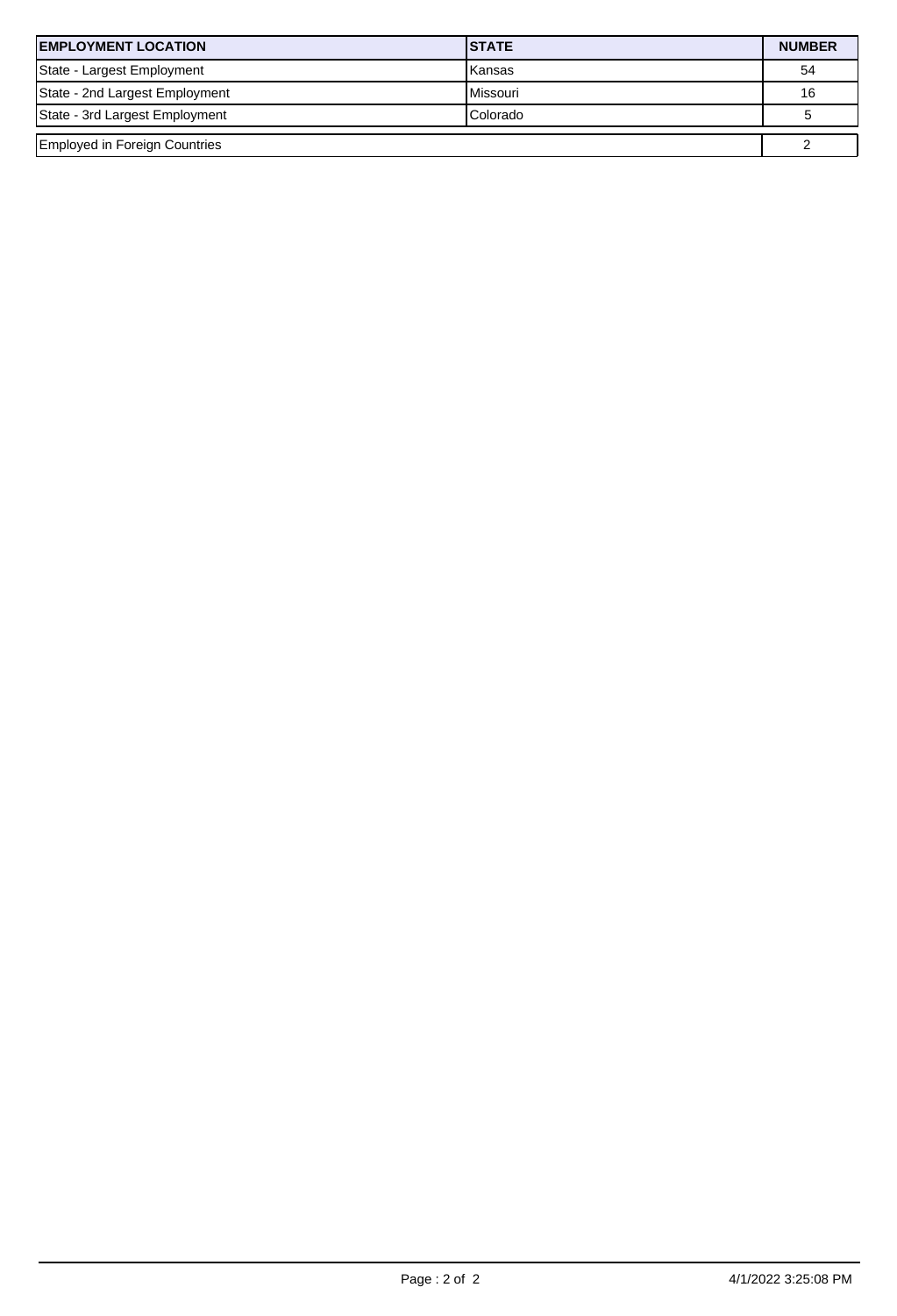| EMPLOYMENT LOCATION | STATE | NUMBER |
| --- | --- | --- |
| State - Largest Employment | Kansas | 54 |
| State - 2nd Largest Employment | Missouri | 16 |
| State - 3rd Largest Employment | Colorado | 5 |
| Employed in Foreign Countries | | 2 |